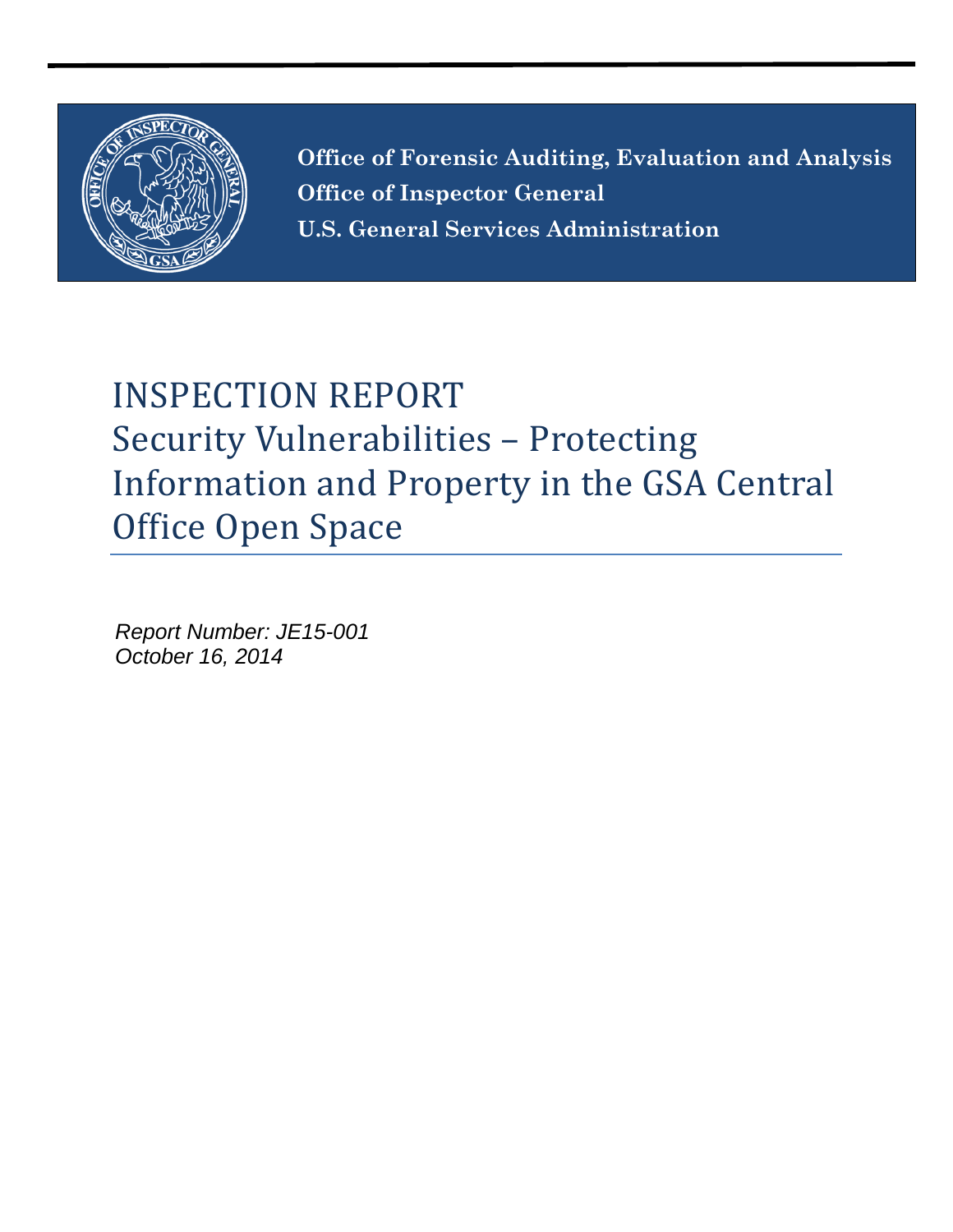**Office of Forensic Auditing, Evaluation and Analysis**
**Office of Inspector General**
**U.S. General Services Administration**

# INSPECTION REPORT
# Security Vulnerabilities – Protecting Information and Property in the GSA Central Office Open Space

*Report Number: JE15-001*
*October 16, 2014*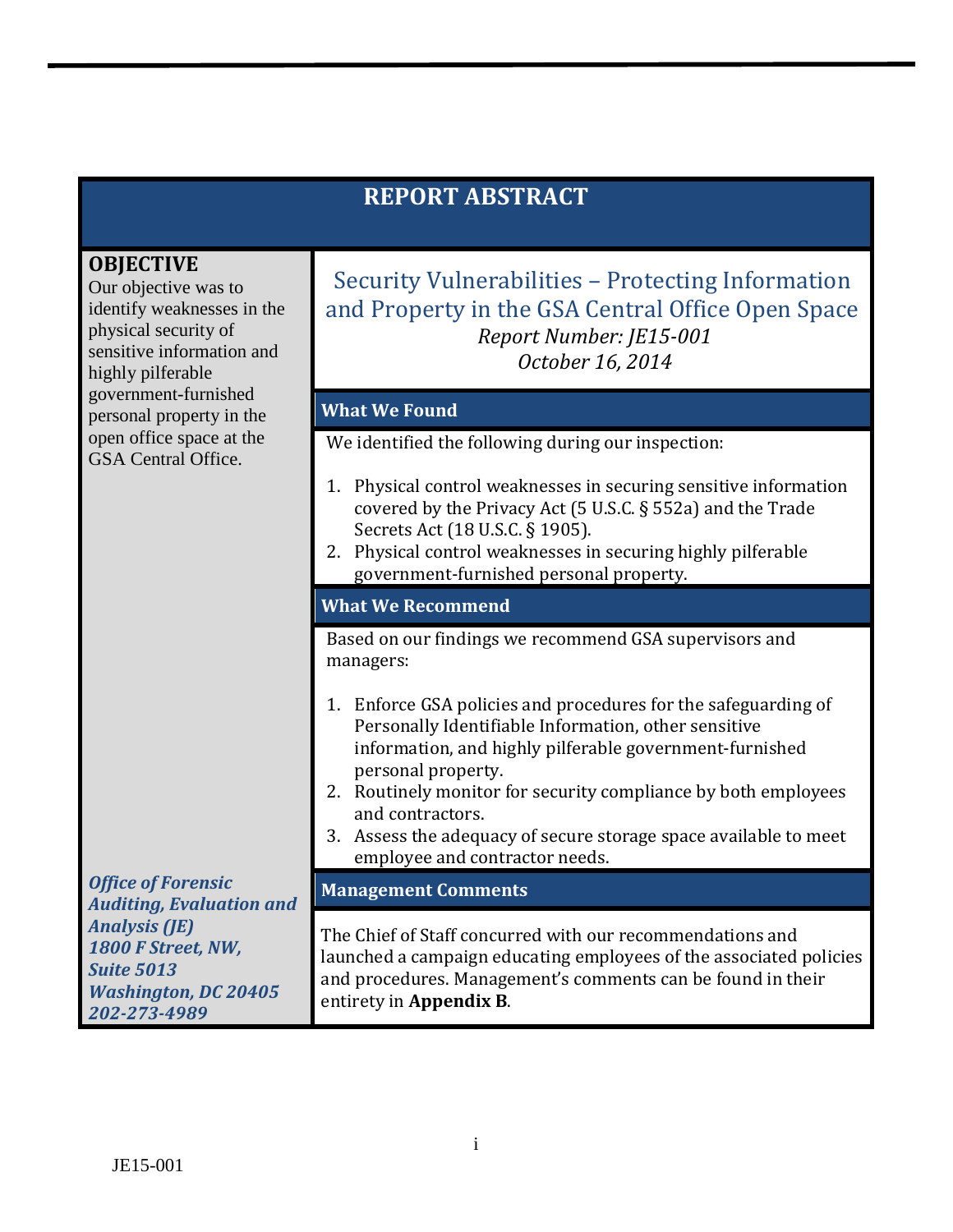# REPORT ABSTRACT

## OBJECTIVE

Our objective was to identify weaknesses in the physical security of sensitive information and highly pilferable government-furnished personal property in the open office space at the GSA Central Office.

## Security Vulnerabilities – Protecting Information and Property in the GSA Central Office Open Space

*Report Number: JE15-001*

*October 16, 2014*

### What We Found

We identified the following during our inspection:

1. Physical control weaknesses in securing sensitive information covered by the Privacy Act (5 U.S.C. § 552a) and the Trade Secrets Act (18 U.S.C. § 1905).
2. Physical control weaknesses in securing highly pilferable government-furnished personal property.

### What We Recommend

Based on our findings we recommend GSA supervisors and managers:

1. Enforce GSA policies and procedures for the safeguarding of Personally Identifiable Information, other sensitive information, and highly pilferable government-furnished personal property.
2. Routinely monitor for security compliance by both employees and contractors.
3. Assess the adequacy of secure storage space available to meet employee and contractor needs.

### Management Comments

The Chief of Staff concurred with our recommendations and launched a campaign educating employees of the associated policies and procedures. Management's comments can be found in their entirety in **Appendix B**.

***Office of Forensic Auditing, Evaluation and Analysis (JE)***
***1800 F Street, NW, Suite 5013***
***Washington, DC 20405***
***202-273-4989***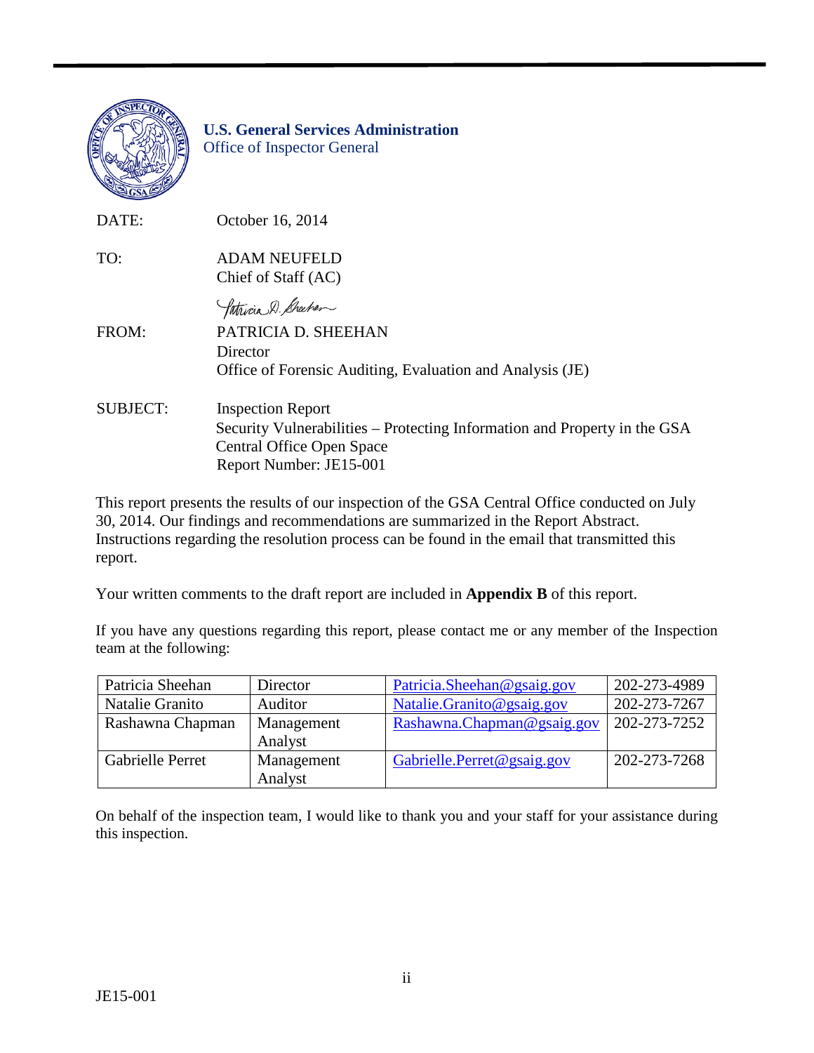**U.S. General Services Administration**
Office of Inspector General

DATE: October 16, 2014

TO: ADAM NEUFELD
Chief of Staff (AC)

FROM: PATRICIA D. SHEEHAN
Director
Office of Forensic Auditing, Evaluation and Analysis (JE)

SUBJECT: Inspection Report
Security Vulnerabilities – Protecting Information and Property in the GSA Central Office Open Space
Report Number: JE15-001

This report presents the results of our inspection of the GSA Central Office conducted on July 30, 2014. Our findings and recommendations are summarized in the Report Abstract. Instructions regarding the resolution process can be found in the email that transmitted this report.

Your written comments to the draft report are included in **Appendix B** of this report.

If you have any questions regarding this report, please contact me or any member of the Inspection team at the following:

| Patricia Sheehan | Director | Patricia.Sheehan@gsaig.gov | 202-273-4989 |
|---|---|---|---|
| Natalie Granito | Auditor | Natalie.Granito@gsaig.gov | 202-273-7267 |
| Rashawna Chapman | Management Analyst | Rashawna.Chapman@gsaig.gov | 202-273-7252 |
| Gabrielle Perret | Management Analyst | Gabrielle.Perret@gsaig.gov | 202-273-7268 |

On behalf of the inspection team, I would like to thank you and your staff for your assistance during this inspection.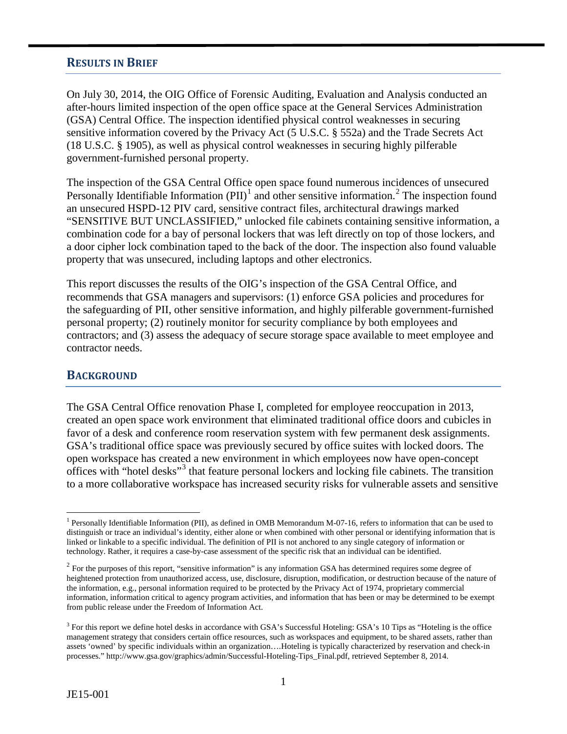## RESULTS IN BRIEF

On July 30, 2014, the OIG Office of Forensic Auditing, Evaluation and Analysis conducted an after-hours limited inspection of the open office space at the General Services Administration (GSA) Central Office. The inspection identified physical control weaknesses in securing sensitive information covered by the Privacy Act (5 U.S.C. § 552a) and the Trade Secrets Act (18 U.S.C. § 1905), as well as physical control weaknesses in securing highly pilferable government-furnished personal property.

The inspection of the GSA Central Office open space found numerous incidences of unsecured Personally Identifiable Information (PII)[1] and other sensitive information.[2] The inspection found an unsecured HSPD-12 PIV card, sensitive contract files, architectural drawings marked "SENSITIVE BUT UNCLASSIFIED," unlocked file cabinets containing sensitive information, a combination code for a bay of personal lockers that was left directly on top of those lockers, and a door cipher lock combination taped to the back of the door. The inspection also found valuable property that was unsecured, including laptops and other electronics.

This report discusses the results of the OIG's inspection of the GSA Central Office, and recommends that GSA managers and supervisors: (1) enforce GSA policies and procedures for the safeguarding of PII, other sensitive information, and highly pilferable government-furnished personal property; (2) routinely monitor for security compliance by both employees and contractors; and (3) assess the adequacy of secure storage space available to meet employee and contractor needs.

## BACKGROUND

The GSA Central Office renovation Phase I, completed for employee reoccupation in 2013, created an open space work environment that eliminated traditional office doors and cubicles in favor of a desk and conference room reservation system with few permanent desk assignments. GSA's traditional office space was previously secured by office suites with locked doors. The open workspace has created a new environment in which employees now have open-concept offices with "hotel desks"[3] that feature personal lockers and locking file cabinets. The transition to a more collaborative workspace has increased security risks for vulnerable assets and sensitive

---

[1] Personally Identifiable Information (PII), as defined in OMB Memorandum M-07-16, refers to information that can be used to distinguish or trace an individual's identity, either alone or when combined with other personal or identifying information that is linked or linkable to a specific individual. The definition of PII is not anchored to any single category of information or technology. Rather, it requires a case-by-case assessment of the specific risk that an individual can be identified.

[2] For the purposes of this report, "sensitive information" is any information GSA has determined requires some degree of heightened protection from unauthorized access, use, disclosure, disruption, modification, or destruction because of the nature of the information, e.g., personal information required to be protected by the Privacy Act of 1974, proprietary commercial information, information critical to agency program activities, and information that has been or may be determined to be exempt from public release under the Freedom of Information Act.

[3] For this report we define hotel desks in accordance with GSA's Successful Hoteling: GSA's 10 Tips as "Hoteling is the office management strategy that considers certain office resources, such as workspaces and equipment, to be shared assets, rather than assets 'owned' by specific individuals within an organization….Hoteling is typically characterized by reservation and check-in processes." http://www.gsa.gov/graphics/admin/Successful-Hoteling-Tips_Final.pdf, retrieved September 8, 2014.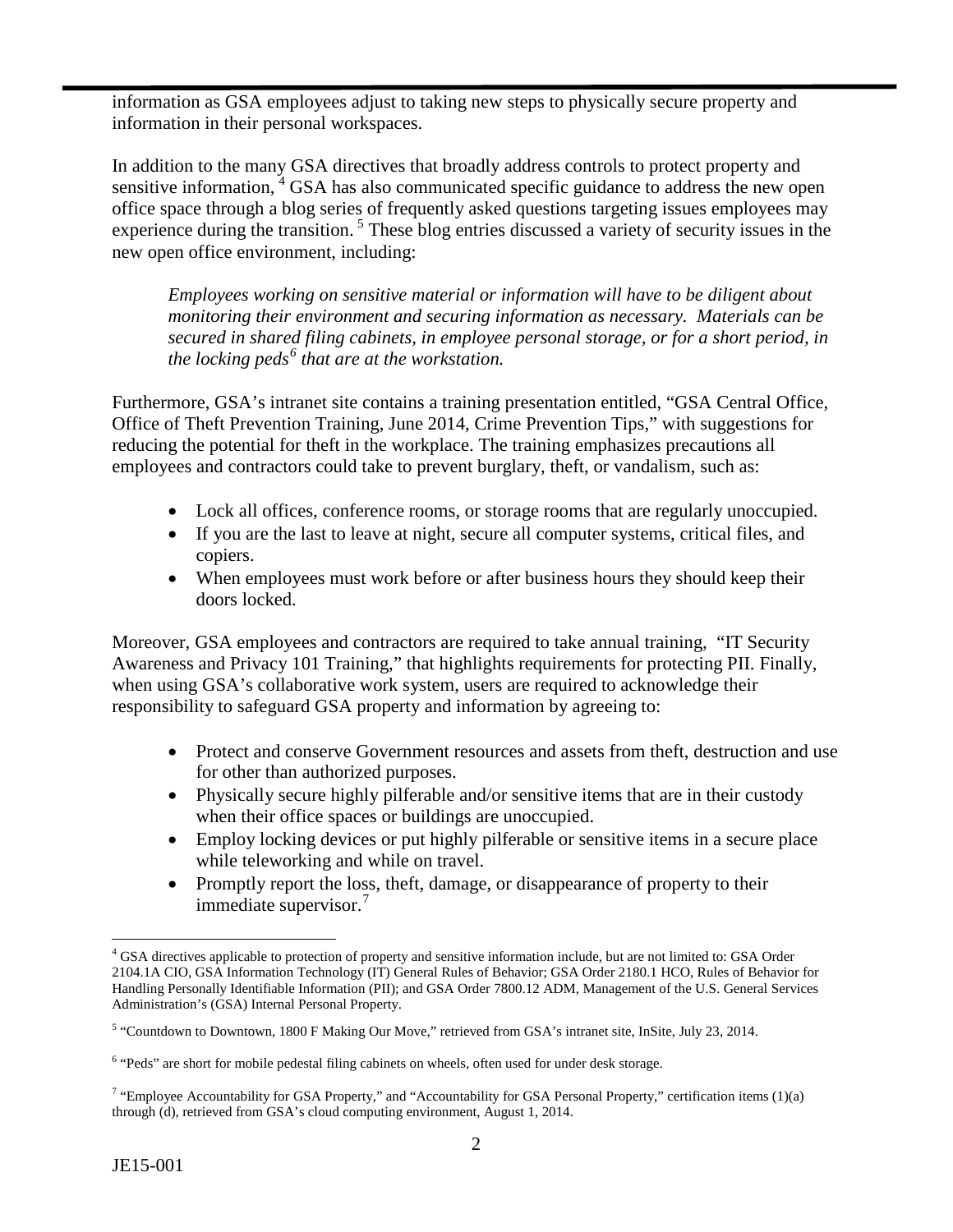information as GSA employees adjust to taking new steps to physically secure property and information in their personal workspaces.

In addition to the many GSA directives that broadly address controls to protect property and sensitive information, [4] GSA has also communicated specific guidance to address the new open office space through a blog series of frequently asked questions targeting issues employees may experience during the transition. [5] These blog entries discussed a variety of security issues in the new open office environment, including:

> *Employees working on sensitive material or information will have to be diligent about monitoring their environment and securing information as necessary. Materials can be secured in shared filing cabinets, in employee personal storage, or for a short period, in the locking peds[6] that are at the workstation.*

Furthermore, GSA's intranet site contains a training presentation entitled, "GSA Central Office, Office of Theft Prevention Training, June 2014, Crime Prevention Tips," with suggestions for reducing the potential for theft in the workplace. The training emphasizes precautions all employees and contractors could take to prevent burglary, theft, or vandalism, such as:

- Lock all offices, conference rooms, or storage rooms that are regularly unoccupied.
- If you are the last to leave at night, secure all computer systems, critical files, and copiers.
- When employees must work before or after business hours they should keep their doors locked.

Moreover, GSA employees and contractors are required to take annual training, "IT Security Awareness and Privacy 101 Training," that highlights requirements for protecting PII. Finally, when using GSA's collaborative work system, users are required to acknowledge their responsibility to safeguard GSA property and information by agreeing to:

- Protect and conserve Government resources and assets from theft, destruction and use for other than authorized purposes.
- Physically secure highly pilferable and/or sensitive items that are in their custody when their office spaces or buildings are unoccupied.
- Employ locking devices or put highly pilferable or sensitive items in a secure place while teleworking and while on travel.
- Promptly report the loss, theft, damage, or disappearance of property to their immediate supervisor.[7]

---

[4] GSA directives applicable to protection of property and sensitive information include, but are not limited to: GSA Order 2104.1A CIO, GSA Information Technology (IT) General Rules of Behavior; GSA Order 2180.1 HCO, Rules of Behavior for Handling Personally Identifiable Information (PII); and GSA Order 7800.12 ADM, Management of the U.S. General Services Administration's (GSA) Internal Personal Property.

[5] "Countdown to Downtown, 1800 F Making Our Move," retrieved from GSA's intranet site, InSite, July 23, 2014.

[6] "Peds" are short for mobile pedestal filing cabinets on wheels, often used for under desk storage.

[7] "Employee Accountability for GSA Property," and "Accountability for GSA Personal Property," certification items (1)(a) through (d), retrieved from GSA's cloud computing environment, August 1, 2014.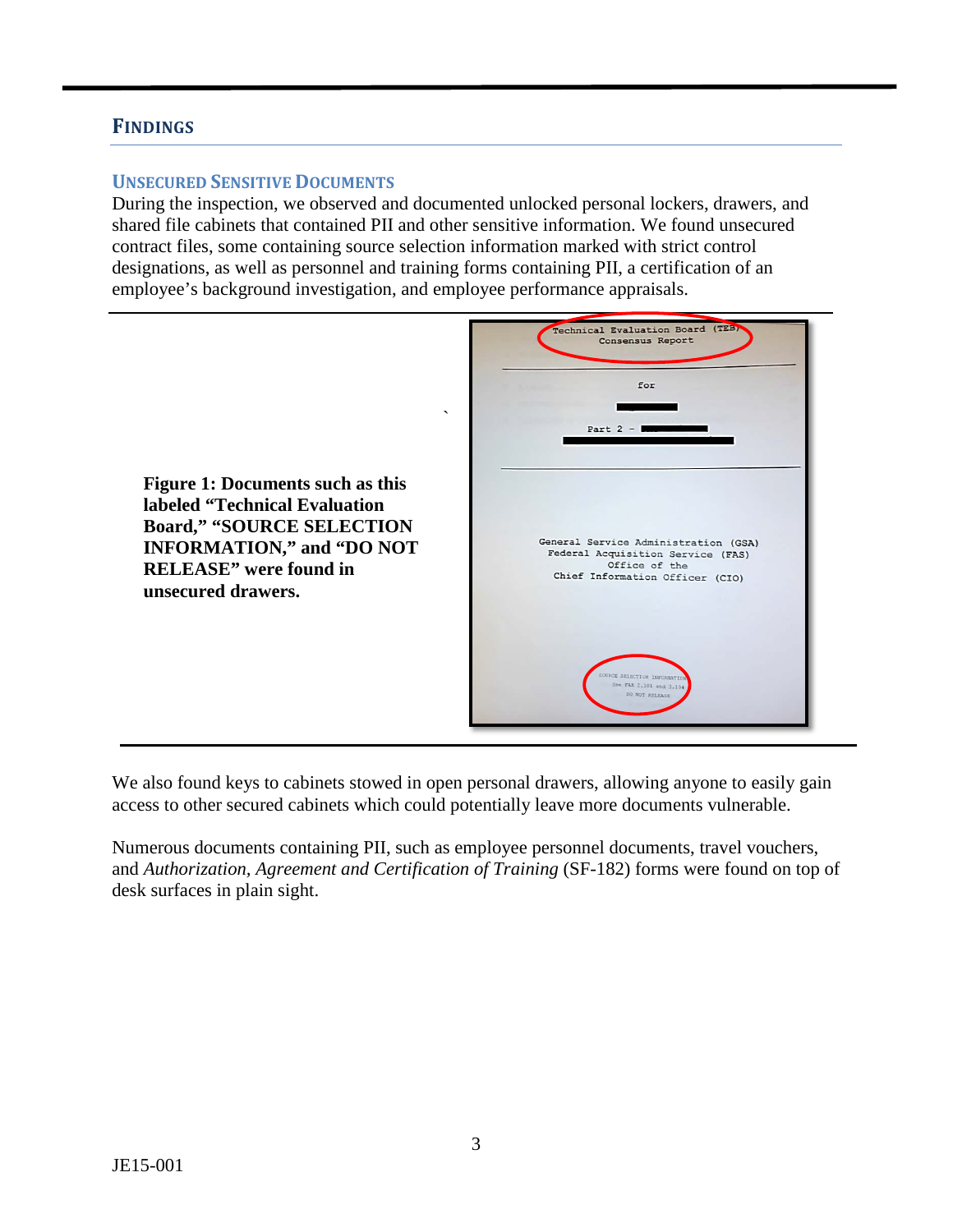## FINDINGS

### UNSECURED SENSITIVE DOCUMENTS

During the inspection, we observed and documented unlocked personal lockers, drawers, and shared file cabinets that contained PII and other sensitive information. We found unsecured contract files, some containing source selection information marked with strict control designations, as well as personnel and training forms containing PII, a certification of an employee's background investigation, and employee performance appraisals.

**Figure 1: Documents such as this labeled "Technical Evaluation Board," "SOURCE SELECTION INFORMATION," and "DO NOT RELEASE" were found in unsecured drawers.**

We also found keys to cabinets stowed in open personal drawers, allowing anyone to easily gain access to other secured cabinets which could potentially leave more documents vulnerable.

Numerous documents containing PII, such as employee personnel documents, travel vouchers, and *Authorization, Agreement and Certification of Training* (SF-182) forms were found on top of desk surfaces in plain sight.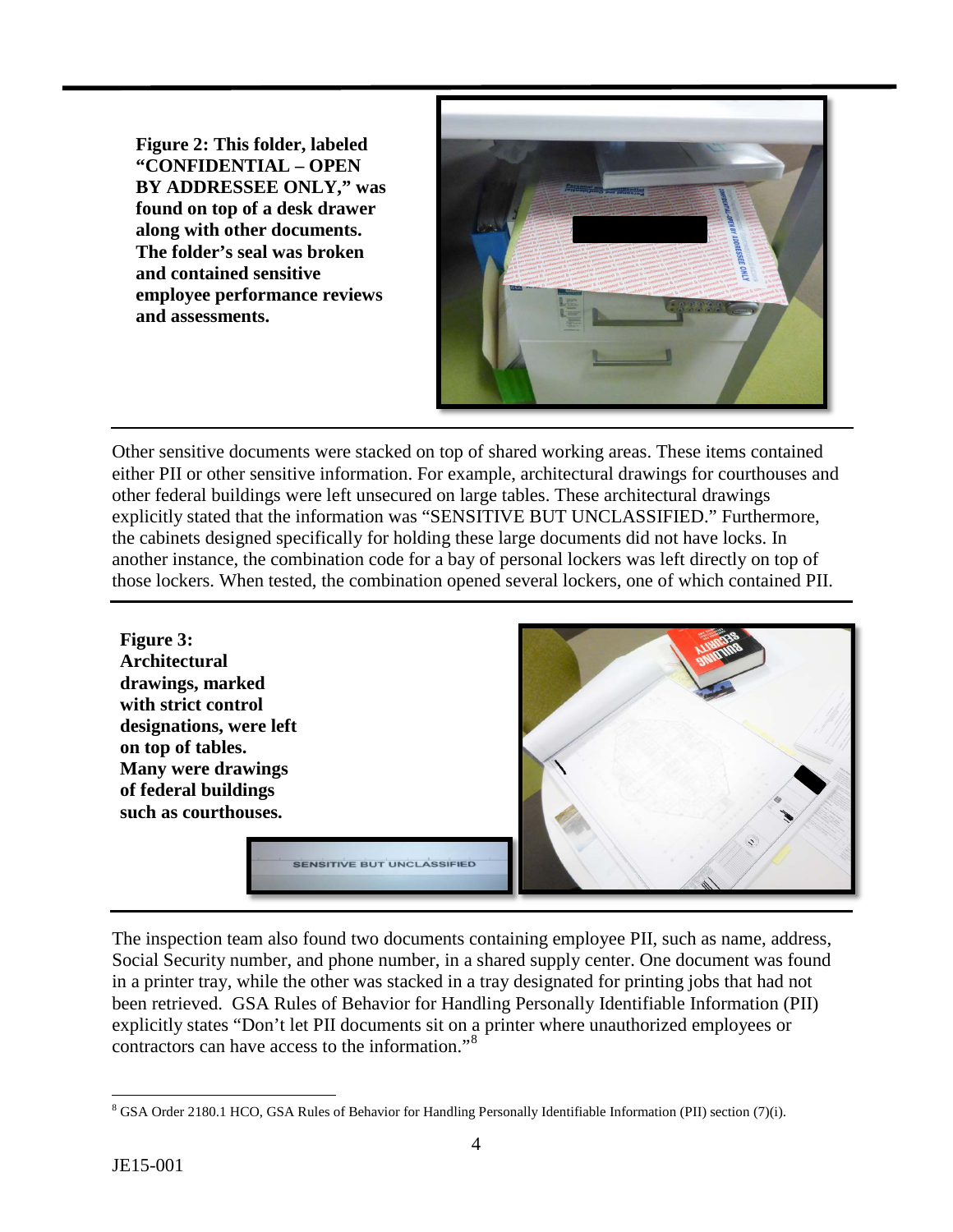**Figure 2: This folder, labeled "CONFIDENTIAL – OPEN BY ADDRESSEE ONLY," was found on top of a desk drawer along with other documents. The folder's seal was broken and contained sensitive employee performance reviews and assessments.**

Other sensitive documents were stacked on top of shared working areas. These items contained either PII or other sensitive information. For example, architectural drawings for courthouses and other federal buildings were left unsecured on large tables. These architectural drawings explicitly stated that the information was "SENSITIVE BUT UNCLASSIFIED." Furthermore, the cabinets designed specifically for holding these large documents did not have locks. In another instance, the combination code for a bay of personal lockers was left directly on top of those lockers. When tested, the combination opened several lockers, one of which contained PII.

**Figure 3: Architectural drawings, marked with strict control designations, were left on top of tables. Many were drawings of federal buildings such as courthouses.**

The inspection team also found two documents containing employee PII, such as name, address, Social Security number, and phone number, in a shared supply center. One document was found in a printer tray, while the other was stacked in a tray designated for printing jobs that had not been retrieved. GSA Rules of Behavior for Handling Personally Identifiable Information (PII) explicitly states "Don't let PII documents sit on a printer where unauthorized employees or contractors can have access to the information."[8]

---

[8] GSA Order 2180.1 HCO, GSA Rules of Behavior for Handling Personally Identifiable Information (PII) section (7)(i).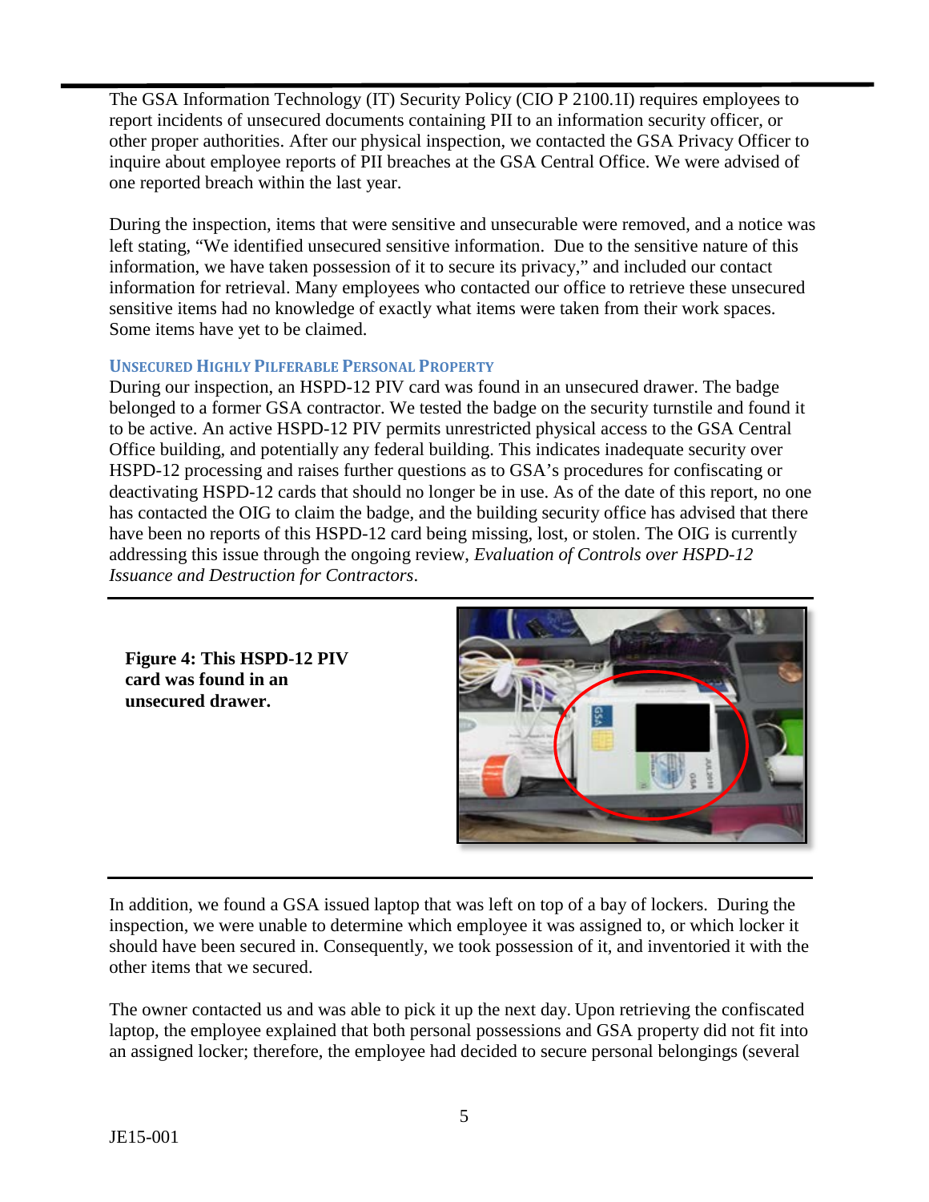The GSA Information Technology (IT) Security Policy (CIO P 2100.1I) requires employees to report incidents of unsecured documents containing PII to an information security officer, or other proper authorities. After our physical inspection, we contacted the GSA Privacy Officer to inquire about employee reports of PII breaches at the GSA Central Office. We were advised of one reported breach within the last year.

During the inspection, items that were sensitive and unsecurable were removed, and a notice was left stating, "We identified unsecured sensitive information. Due to the sensitive nature of this information, we have taken possession of it to secure its privacy," and included our contact information for retrieval. Many employees who contacted our office to retrieve these unsecured sensitive items had no knowledge of exactly what items were taken from their work spaces. Some items have yet to be claimed.

### Unsecured Highly Pilferable Personal Property

During our inspection, an HSPD-12 PIV card was found in an unsecured drawer. The badge belonged to a former GSA contractor. We tested the badge on the security turnstile and found it to be active. An active HSPD-12 PIV permits unrestricted physical access to the GSA Central Office building, and potentially any federal building. This indicates inadequate security over HSPD-12 processing and raises further questions as to GSA's procedures for confiscating or deactivating HSPD-12 cards that should no longer be in use. As of the date of this report, no one has contacted the OIG to claim the badge, and the building security office has advised that there have been no reports of this HSPD-12 card being missing, lost, or stolen. The OIG is currently addressing this issue through the ongoing review, *Evaluation of Controls over HSPD-12 Issuance and Destruction for Contractors*.

**Figure 4: This HSPD-12 PIV card was found in an unsecured drawer.**

In addition, we found a GSA issued laptop that was left on top of a bay of lockers. During the inspection, we were unable to determine which employee it was assigned to, or which locker it should have been secured in. Consequently, we took possession of it, and inventoried it with the other items that we secured.

The owner contacted us and was able to pick it up the next day. Upon retrieving the confiscated laptop, the employee explained that both personal possessions and GSA property did not fit into an assigned locker; therefore, the employee had decided to secure personal belongings (several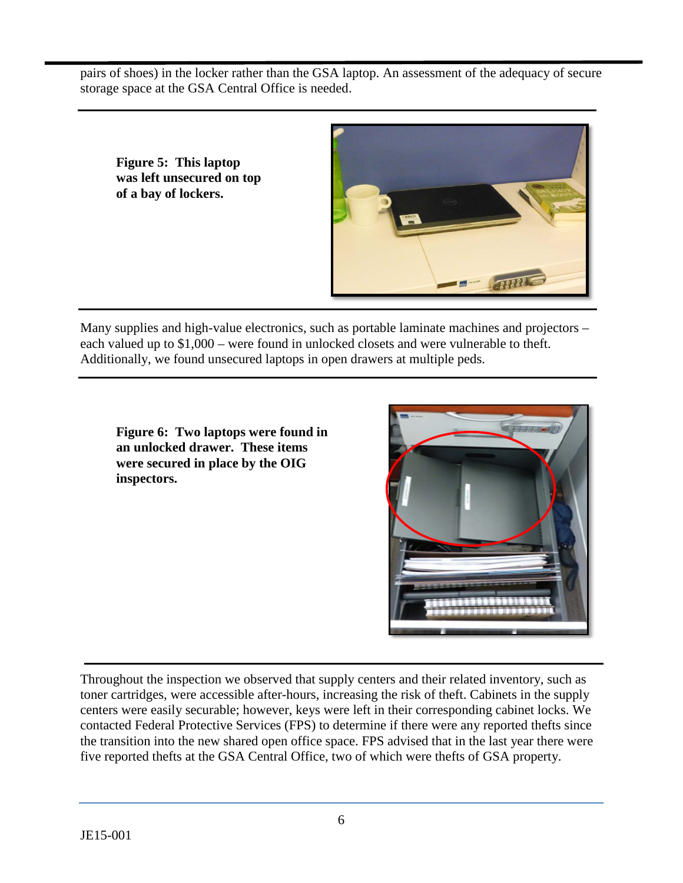pairs of shoes) in the locker rather than the GSA laptop. An assessment of the adequacy of secure storage space at the GSA Central Office is needed.

**Figure 5: This laptop was left unsecured on top of a bay of lockers.**

Many supplies and high-value electronics, such as portable laminate machines and projectors – each valued up to $1,000 – were found in unlocked closets and were vulnerable to theft. Additionally, we found unsecured laptops in open drawers at multiple peds.

**Figure 6: Two laptops were found in an unlocked drawer. These items were secured in place by the OIG inspectors.**

Throughout the inspection we observed that supply centers and their related inventory, such as toner cartridges, were accessible after-hours, increasing the risk of theft. Cabinets in the supply centers were easily securable; however, keys were left in their corresponding cabinet locks. We contacted Federal Protective Services (FPS) to determine if there were any reported thefts since the transition into the new shared open office space. FPS advised that in the last year there were five reported thefts at the GSA Central Office, two of which were thefts of GSA property.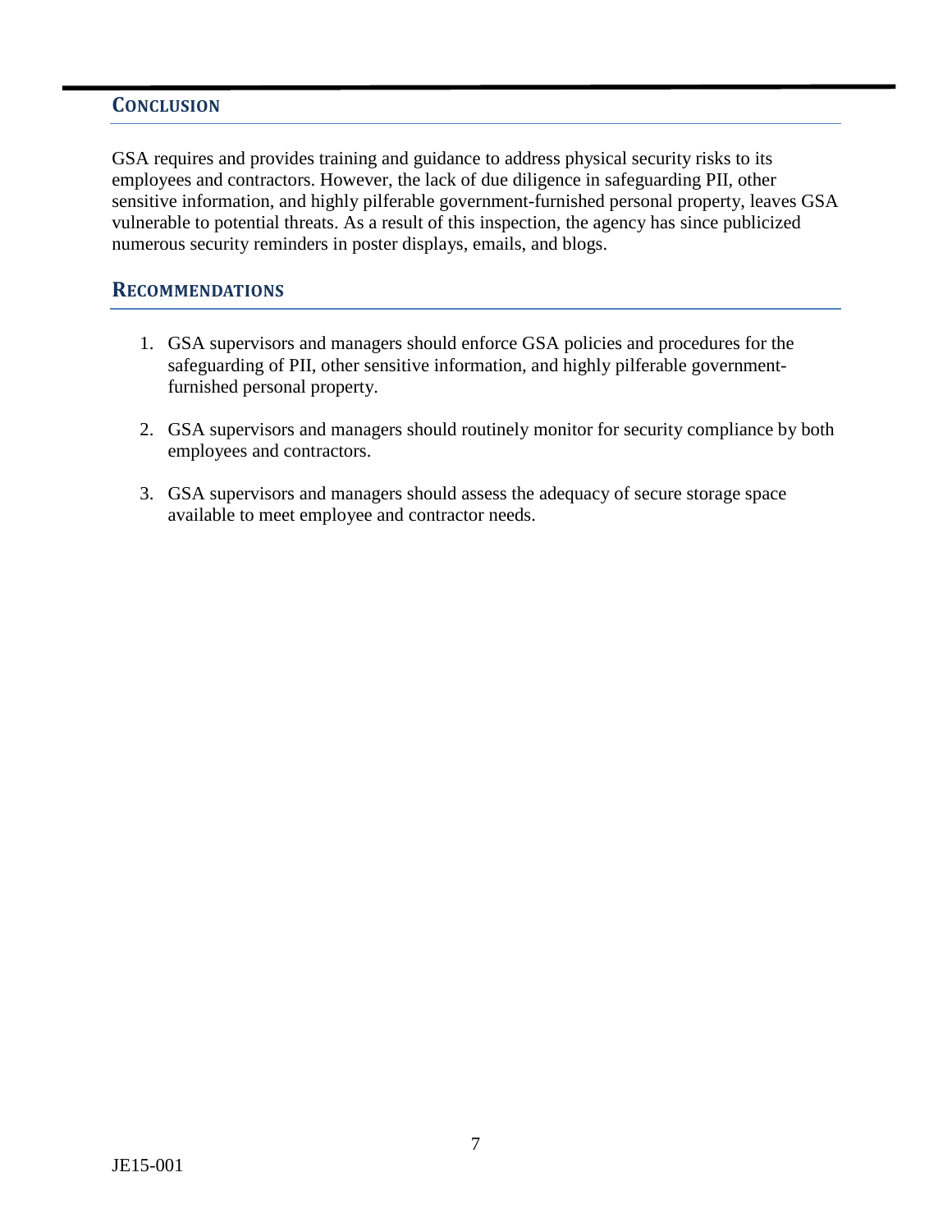## Conclusion

GSA requires and provides training and guidance to address physical security risks to its employees and contractors. However, the lack of due diligence in safeguarding PII, other sensitive information, and highly pilferable government-furnished personal property, leaves GSA vulnerable to potential threats. As a result of this inspection, the agency has since publicized numerous security reminders in poster displays, emails, and blogs.

## Recommendations

1. GSA supervisors and managers should enforce GSA policies and procedures for the safeguarding of PII, other sensitive information, and highly pilferable government-furnished personal property.

2. GSA supervisors and managers should routinely monitor for security compliance by both employees and contractors.

3. GSA supervisors and managers should assess the adequacy of secure storage space available to meet employee and contractor needs.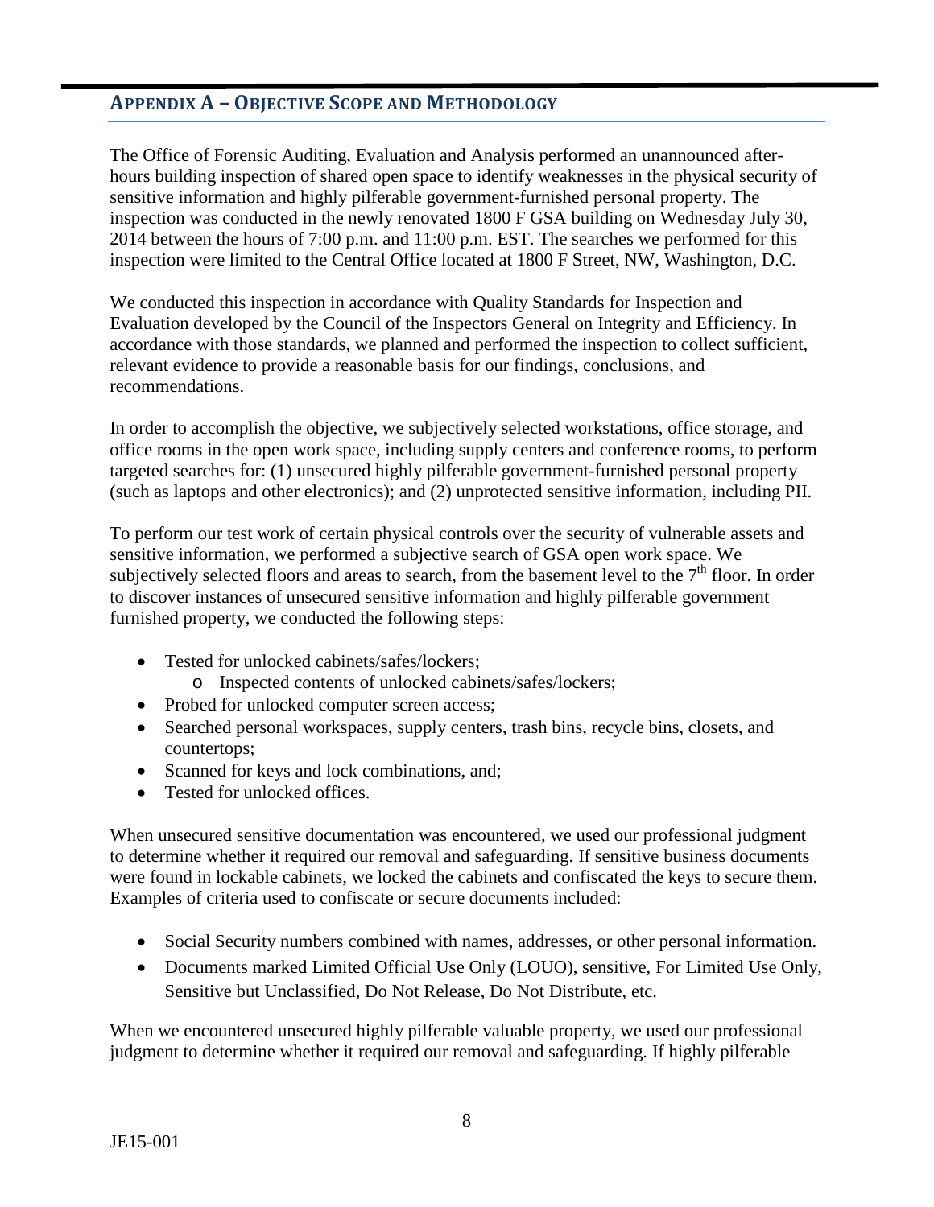## APPENDIX A – OBJECTIVE SCOPE AND METHODOLOGY

The Office of Forensic Auditing, Evaluation and Analysis performed an unannounced after-hours building inspection of shared open space to identify weaknesses in the physical security of sensitive information and highly pilferable government-furnished personal property. The inspection was conducted in the newly renovated 1800 F GSA building on Wednesday July 30, 2014 between the hours of 7:00 p.m. and 11:00 p.m. EST. The searches we performed for this inspection were limited to the Central Office located at 1800 F Street, NW, Washington, D.C.

We conducted this inspection in accordance with Quality Standards for Inspection and Evaluation developed by the Council of the Inspectors General on Integrity and Efficiency. In accordance with those standards, we planned and performed the inspection to collect sufficient, relevant evidence to provide a reasonable basis for our findings, conclusions, and recommendations.

In order to accomplish the objective, we subjectively selected workstations, office storage, and office rooms in the open work space, including supply centers and conference rooms, to perform targeted searches for: (1) unsecured highly pilferable government-furnished personal property (such as laptops and other electronics); and (2) unprotected sensitive information, including PII.

To perform our test work of certain physical controls over the security of vulnerable assets and sensitive information, we performed a subjective search of GSA open work space. We subjectively selected floors and areas to search, from the basement level to the 7th floor. In order to discover instances of unsecured sensitive information and highly pilferable government furnished property, we conducted the following steps:

- Tested for unlocked cabinets/safes/lockers;
  - Inspected contents of unlocked cabinets/safes/lockers;
- Probed for unlocked computer screen access;
- Searched personal workspaces, supply centers, trash bins, recycle bins, closets, and countertops;
- Scanned for keys and lock combinations, and;
- Tested for unlocked offices.

When unsecured sensitive documentation was encountered, we used our professional judgment to determine whether it required our removal and safeguarding. If sensitive business documents were found in lockable cabinets, we locked the cabinets and confiscated the keys to secure them. Examples of criteria used to confiscate or secure documents included:

- Social Security numbers combined with names, addresses, or other personal information.
- Documents marked Limited Official Use Only (LOUO), sensitive, For Limited Use Only, Sensitive but Unclassified, Do Not Release, Do Not Distribute, etc.

When we encountered unsecured highly pilferable valuable property, we used our professional judgment to determine whether it required our removal and safeguarding. If highly pilferable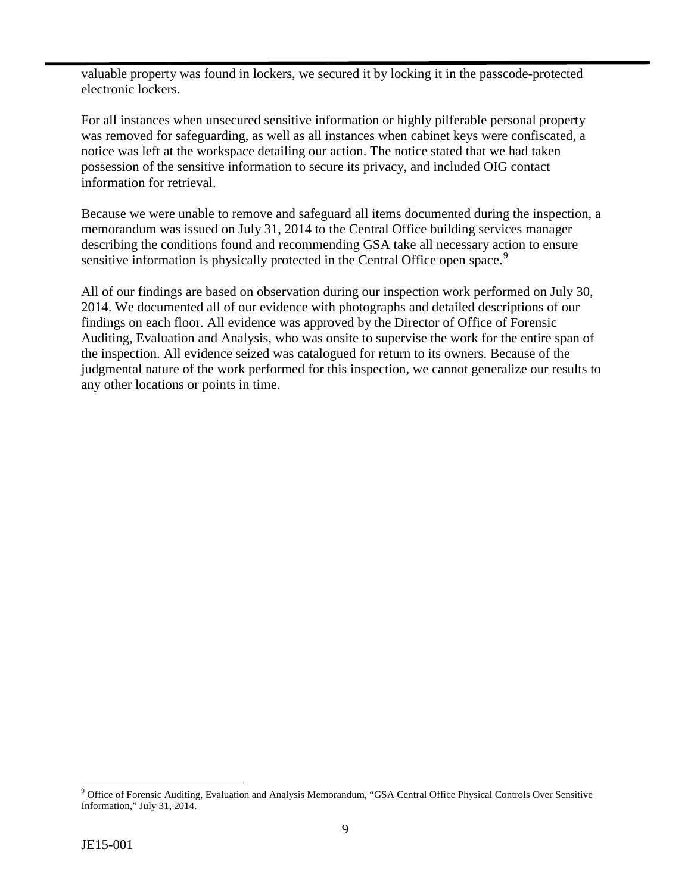valuable property was found in lockers, we secured it by locking it in the passcode-protected electronic lockers.

For all instances when unsecured sensitive information or highly pilferable personal property was removed for safeguarding, as well as all instances when cabinet keys were confiscated, a notice was left at the workspace detailing our action. The notice stated that we had taken possession of the sensitive information to secure its privacy, and included OIG contact information for retrieval.

Because we were unable to remove and safeguard all items documented during the inspection, a memorandum was issued on July 31, 2014 to the Central Office building services manager describing the conditions found and recommending GSA take all necessary action to ensure sensitive information is physically protected in the Central Office open space.[9]

All of our findings are based on observation during our inspection work performed on July 30, 2014. We documented all of our evidence with photographs and detailed descriptions of our findings on each floor. All evidence was approved by the Director of Office of Forensic Auditing, Evaluation and Analysis, who was onsite to supervise the work for the entire span of the inspection. All evidence seized was catalogued for return to its owners. Because of the judgmental nature of the work performed for this inspection, we cannot generalize our results to any other locations or points in time.

[9] Office of Forensic Auditing, Evaluation and Analysis Memorandum, "GSA Central Office Physical Controls Over Sensitive Information," July 31, 2014.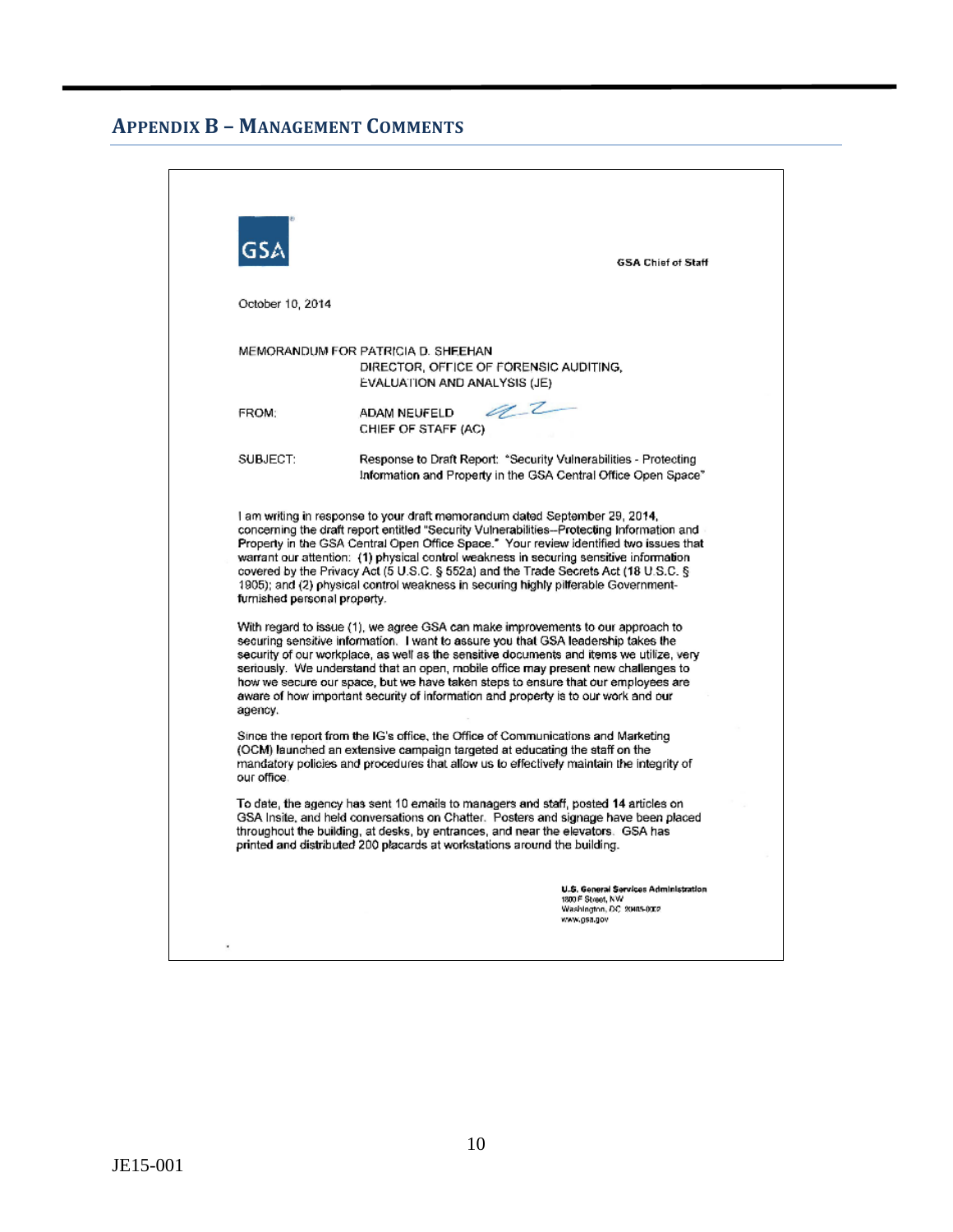## APPENDIX B – MANAGEMENT COMMENTS

GSA

**GSA Chief of Staff**

October 10, 2014

MEMORANDUM FOR PATRICIA D. SHEEHAN
DIRECTOR, OFFICE OF FORENSIC AUDITING, EVALUATION AND ANALYSIS (JE)

FROM: ADAM NEUFELD
CHIEF OF STAFF (AC)

SUBJECT: Response to Draft Report: "Security Vulnerabilities - Protecting Information and Property in the GSA Central Office Open Space"

I am writing in response to your draft memorandum dated September 29, 2014, concerning the draft report entitled "Security Vulnerabilities--Protecting Information and Property in the GSA Central Open Office Space." Your review identified two issues that warrant our attention: (1) physical control weakness in securing sensitive information covered by the Privacy Act (5 U.S.C. § 552a) and the Trade Secrets Act (18 U.S.C. § 1905); and (2) physical control weakness in securing highly pilferable Government-furnished personal property.

With regard to issue (1), we agree GSA can make improvements to our approach to securing sensitive information. I want to assure you that GSA leadership takes the security of our workplace, as well as the sensitive documents and items we utilize, very seriously. We understand that an open, mobile office may present new challenges to how we secure our space, but we have taken steps to ensure that our employees are aware of how important security of information and property is to our work and our agency.

Since the report from the IG's office, the Office of Communications and Marketing (OCM) launched an extensive campaign targeted at educating the staff on the mandatory policies and procedures that allow us to effectively maintain the integrity of our office.

To date, the agency has sent 10 emails to managers and staff, posted 14 articles on GSA Insite, and held conversations on Chatter. Posters and signage have been placed throughout the building, at desks, by entrances, and near the elevators. GSA has printed and distributed 200 placards at workstations around the building.

**U.S. General Services Administration**
1800 F Street, NW
Washington, DC 20405-0002
www.gsa.gov

JE15-001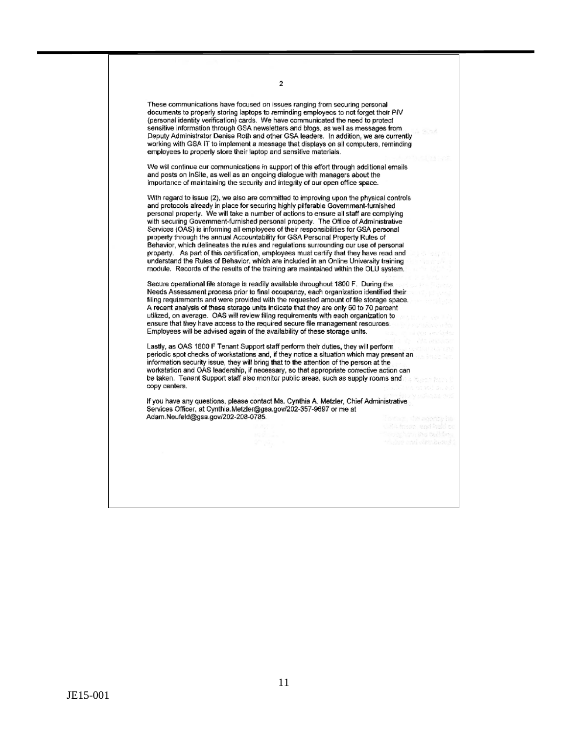These communications have focused on issues ranging from securing personal documents to properly storing laptops to reminding employees to not forget their PIV (personal identity verification) cards. We have communicated the need to protect sensitive information through GSA newsletters and blogs, as well as messages from Deputy Administrator Denise Roth and other GSA leaders. In addition, we are currently working with GSA IT to implement a message that displays on all computers, reminding employees to properly store their laptop and sensitive materials.

We will continue our communications in support of this effort through additional emails and posts on InSite, as well as an ongoing dialogue with managers about the importance of maintaining the security and integrity of our open office space.

With regard to issue (2), we also are committed to improving upon the physical controls and protocols already in place for securing highly pilferable Government-furnished personal property. We will take a number of actions to ensure all staff are complying with securing Government-furnished personal property. The Office of Administrative Services (OAS) is informing all employees of their responsibilities for GSA personal property through the annual Accountability for GSA Personal Property Rules of Behavior, which delineates the rules and regulations surrounding our use of personal property. As part of this certification, employees must certify that they have read and understand the Rules of Behavior, which are included in an Online University training module. Records of the results of the training are maintained within the OLU system.

Secure operational file storage is readily available throughout 1800 F. During the Needs Assessment process prior to final occupancy, each organization identified their filing requirements and were provided with the requested amount of file storage space. A recent analysis of these storage units indicate that they are only 60 to 70 percent utilized, on average. OAS will review filing requirements with each organization to ensure that they have access to the required secure file management resources. Employees will be advised again of the availability of these storage units.

Lastly, as OAS 1800 F Tenant Support staff perform their duties, they will perform periodic spot checks of workstations and, if they notice a situation which may present an information security issue, they will bring that to the attention of the person at the workstation and OAS leadership, if necessary, so that appropriate corrective action can be taken. Tenant Support staff also monitor public areas, such as supply rooms and copy centers.

If you have any questions, please contact Ms. Cynthia A. Metzler, Chief Administrative Services Officer, at Cynthia.Metzler@gsa.gov/202-357-9697 or me at Adam.Neufeld@gsa.gov/202-208-0785.